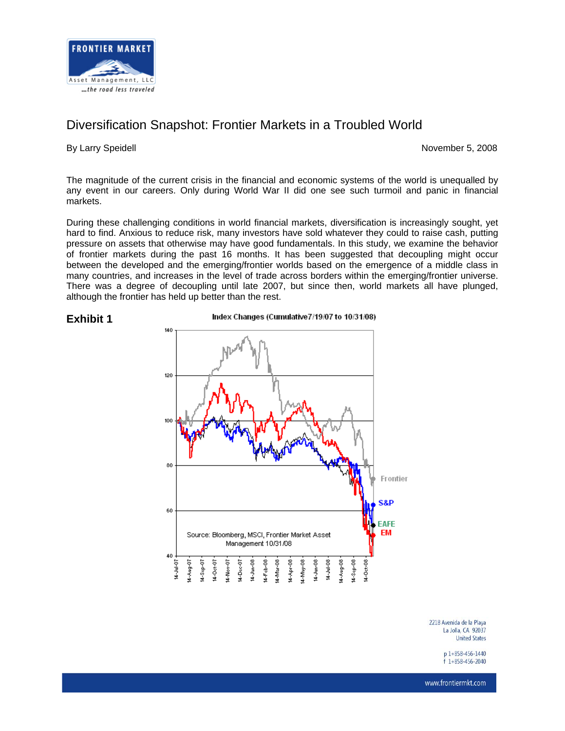FRONTIER MARKET
Asset Management, LLC
*...the road less traveled*

# Diversification Snapshot: Frontier Markets in a Troubled World

By Larry Speidell — November 5, 2008

The magnitude of the current crisis in the financial and economic systems of the world is unequalled by any event in our careers. Only during World War II did one see such turmoil and panic in financial markets.

During these challenging conditions in world financial markets, diversification is increasingly sought, yet hard to find. Anxious to reduce risk, many investors have sold whatever they could to raise cash, putting pressure on assets that otherwise may have good fundamentals. In this study, we examine the behavior of frontier markets during the past 16 months. It has been suggested that decoupling might occur between the developed and the emerging/frontier worlds based on the emergence of a middle class in many countries, and increases in the level of trade across borders within the emerging/frontier universe. There was a degree of decoupling until late 2007, but since then, world markets all have plunged, although the frontier has held up better than the rest.

**Exhibit 1**

Index Changes (Cumulative7/19/07 to 10/31/08)

Source: Bloomberg, MSCI, Frontier Market Asset Management 10/31/08

Frontier, S&P, EAFE, EM

2218 Avenida de la Playa
La Jolla, CA 92037
United States

p 1+858-456-1440
f 1+858-456-2040

www.frontiermkt.com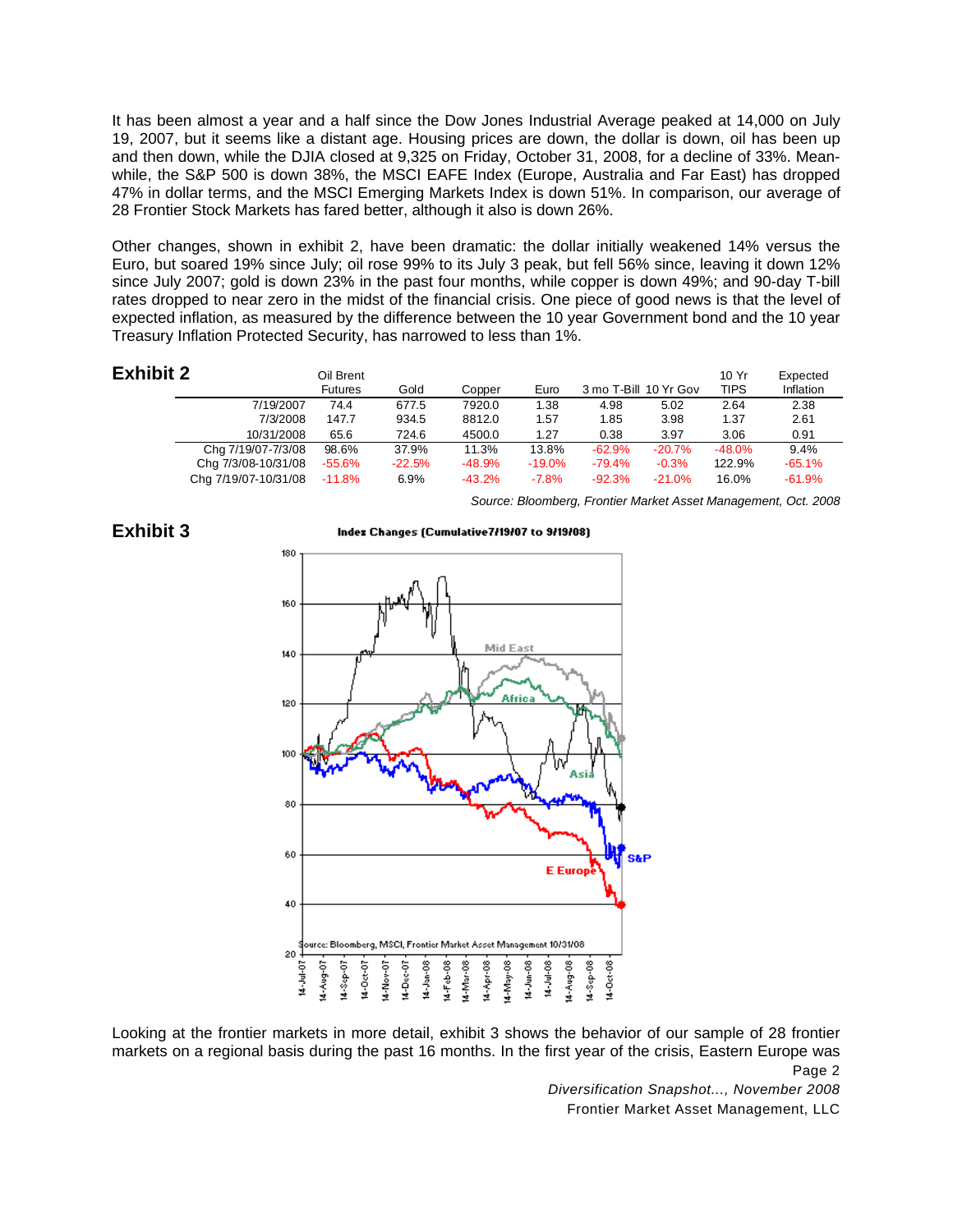It has been almost a year and a half since the Dow Jones Industrial Average peaked at 14,000 on July 19, 2007, but it seems like a distant age. Housing prices are down, the dollar is down, oil has been up and then down, while the DJIA closed at 9,325 on Friday, October 31, 2008, for a decline of 33%. Meanwhile, the S&P 500 is down 38%, the MSCI EAFE Index (Europe, Australia and Far East) has dropped 47% in dollar terms, and the MSCI Emerging Markets Index is down 51%. In comparison, our average of 28 Frontier Stock Markets has fared better, although it also is down 26%.

Other changes, shown in exhibit 2, have been dramatic: the dollar initially weakened 14% versus the Euro, but soared 19% since July; oil rose 99% to its July 3 peak, but fell 56% since, leaving it down 12% since July 2007; gold is down 23% in the past four months, while copper is down 49%; and 90-day T-bill rates dropped to near zero in the midst of the financial crisis. One piece of good news is that the level of expected inflation, as measured by the difference between the 10 year Government bond and the 10 year Treasury Inflation Protected Security, has narrowed to less than 1%.

**Exhibit 2**

| | Oil Brent Futures | Gold | Copper | Euro | 3 mo T-Bill | 10 Yr Gov | 10 Yr TIPS | Expected Inflation |
|---|---|---|---|---|---|---|---|---|
| 7/19/2007 | 74.4 | 677.5 | 7920.0 | 1.38 | 4.98 | 5.02 | 2.64 | 2.38 |
| 7/3/2008 | 147.7 | 934.5 | 8812.0 | 1.57 | 1.85 | 3.98 | 1.37 | 2.61 |
| 10/31/2008 | 65.6 | 724.6 | 4500.0 | 1.27 | 0.38 | 3.97 | 3.06 | 0.91 |
| Chg 7/19/07-7/3/08 | 98.6% | 37.9% | 11.3% | 13.8% | -62.9% | -20.7% | -48.0% | 9.4% |
| Chg 7/3/08-10/31/08 | -55.6% | -22.5% | -48.9% | -19.0% | -79.4% | -0.3% | 122.9% | -65.1% |
| Chg 7/19/07-10/31/08 | -11.8% | 6.9% | -43.2% | -7.8% | -92.3% | -21.0% | 16.0% | -61.9% |

*Source: Bloomberg, Frontier Market Asset Management, Oct. 2008*

**Exhibit 3**

Looking at the frontier markets in more detail, exhibit 3 shows the behavior of our sample of 28 frontier markets on a regional basis during the past 16 months. In the first year of the crisis, Eastern Europe was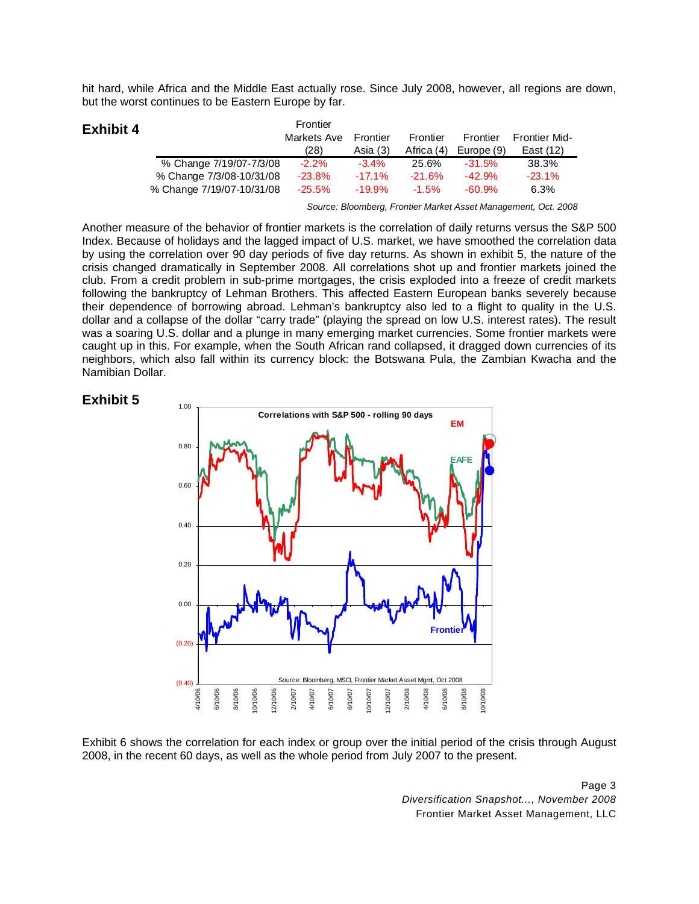hit hard, while Africa and the Middle East actually rose. Since July 2008, however, all regions are down, but the worst continues to be Eastern Europe by far.

**Exhibit 4**

| | Frontier Markets Ave (28) | Frontier Asia (3) | Frontier Africa (4) | Frontier Europe (9) | Frontier Mid-East (12) |
|---|---|---|---|---|---|
| % Change 7/19/07-7/3/08 | -2.2% | -3.4% | 25.6% | -31.5% | 38.3% |
| % Change 7/3/08-10/31/08 | -23.8% | -17.1% | -21.6% | -42.9% | -23.1% |
| % Change 7/19/07-10/31/08 | -25.5% | -19.9% | -1.5% | -60.9% | 6.3% |

*Source: Bloomberg, Frontier Market Asset Management, Oct. 2008*

Another measure of the behavior of frontier markets is the correlation of daily returns versus the S&P 500 Index. Because of holidays and the lagged impact of U.S. market, we have smoothed the correlation data by using the correlation over 90 day periods of five day returns. As shown in exhibit 5, the nature of the crisis changed dramatically in September 2008. All correlations shot up and frontier markets joined the club. From a credit problem in sub-prime mortgages, the crisis exploded into a freeze of credit markets following the bankruptcy of Lehman Brothers. This affected Eastern European banks severely because their dependence of borrowing abroad. Lehman's bankruptcy also led to a flight to quality in the U.S. dollar and a collapse of the dollar "carry trade" (playing the spread on low U.S. interest rates). The result was a soaring U.S. dollar and a plunge in many emerging market currencies. Some frontier markets were caught up in this. For example, when the South African rand collapsed, it dragged down currencies of its neighbors, which also fall within its currency block: the Botswana Pula, the Zambian Kwacha and the Namibian Dollar.

**Exhibit 5**

Correlations with S&P 500 - rolling 90 days

Source: Bloomberg, MSCI, Frontier Market Asset Mgmt, Oct 2008

Exhibit 6 shows the correlation for each index or group over the initial period of the crisis through August 2008, in the recent 60 days, as well as the whole period from July 2007 to the present.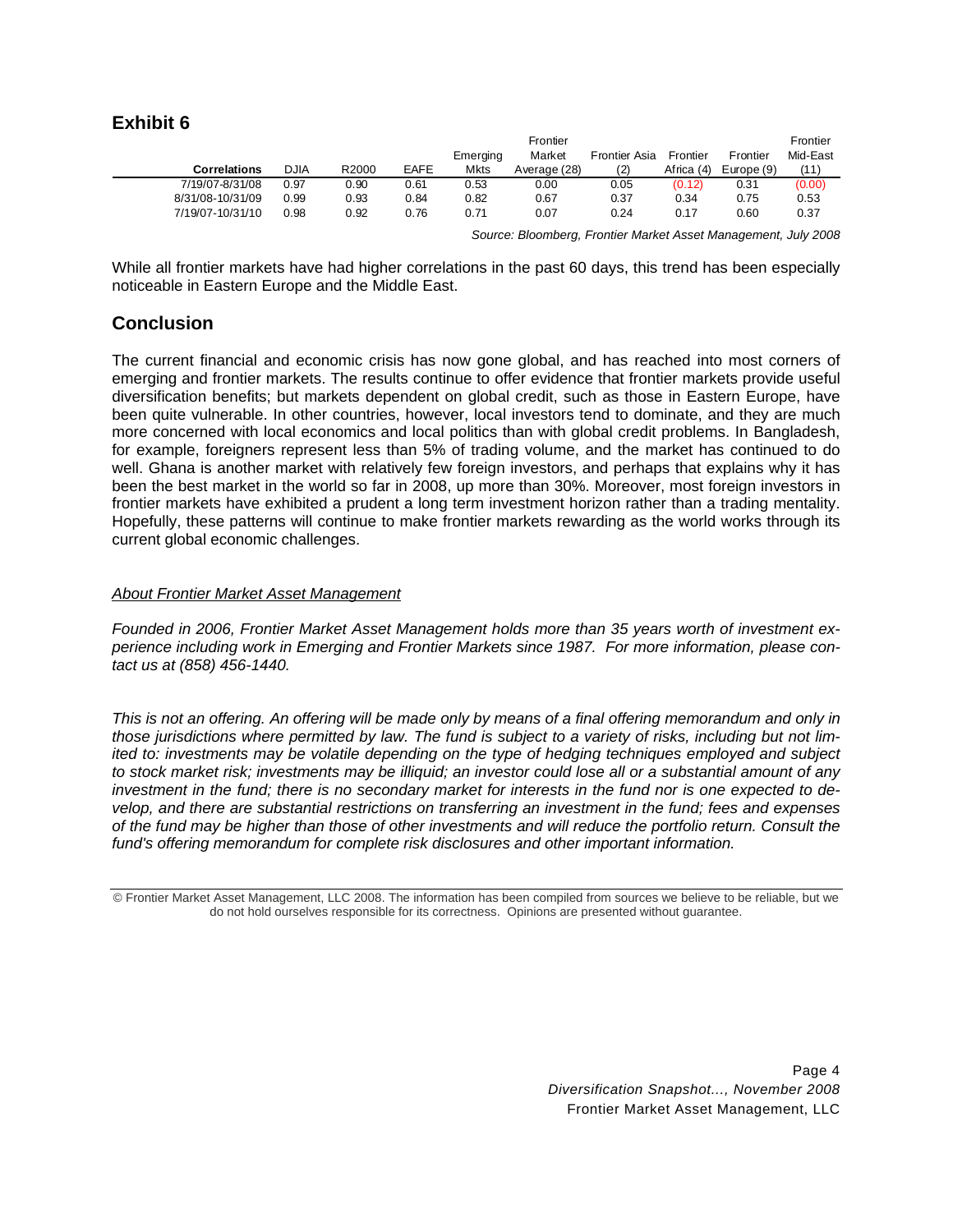## Exhibit 6

| Correlations | DJIA | R2000 | EAFE | Emerging Mkts | Frontier Market Average (28) | Frontier Asia (2) | Frontier Africa (4) | Frontier Europe (9) | Frontier Mid-East (11) |
|---|---|---|---|---|---|---|---|---|---|
| 7/19/07-8/31/08 | 0.97 | 0.90 | 0.61 | 0.53 | 0.00 | 0.05 | (0.12) | 0.31 | (0.00) |
| 8/31/08-10/31/09 | 0.99 | 0.93 | 0.84 | 0.82 | 0.67 | 0.37 | 0.34 | 0.75 | 0.53 |
| 7/19/07-10/31/10 | 0.98 | 0.92 | 0.76 | 0.71 | 0.07 | 0.24 | 0.17 | 0.60 | 0.37 |

*Source: Bloomberg, Frontier Market Asset Management, July 2008*

While all frontier markets have had higher correlations in the past 60 days, this trend has been especially noticeable in Eastern Europe and the Middle East.

## Conclusion

The current financial and economic crisis has now gone global, and has reached into most corners of emerging and frontier markets. The results continue to offer evidence that frontier markets provide useful diversification benefits; but markets dependent on global credit, such as those in Eastern Europe, have been quite vulnerable. In other countries, however, local investors tend to dominate, and they are much more concerned with local economics and local politics than with global credit problems. In Bangladesh, for example, foreigners represent less than 5% of trading volume, and the market has continued to do well. Ghana is another market with relatively few foreign investors, and perhaps that explains why it has been the best market in the world so far in 2008, up more than 30%. Moreover, most foreign investors in frontier markets have exhibited a prudent a long term investment horizon rather than a trading mentality. Hopefully, these patterns will continue to make frontier markets rewarding as the world works through its current global economic challenges.

*About Frontier Market Asset Management*

*Founded in 2006, Frontier Market Asset Management holds more than 35 years worth of investment experience including work in Emerging and Frontier Markets since 1987. For more information, please contact us at (858) 456-1440.*

*This is not an offering. An offering will be made only by means of a final offering memorandum and only in those jurisdictions where permitted by law. The fund is subject to a variety of risks, including but not limited to: investments may be volatile depending on the type of hedging techniques employed and subject to stock market risk; investments may be illiquid; an investor could lose all or a substantial amount of any investment in the fund; there is no secondary market for interests in the fund nor is one expected to develop, and there are substantial restrictions on transferring an investment in the fund; fees and expenses of the fund may be higher than those of other investments and will reduce the portfolio return. Consult the fund's offering memorandum for complete risk disclosures and other important information.*

© Frontier Market Asset Management, LLC 2008. The information has been compiled from sources we believe to be reliable, but we do not hold ourselves responsible for its correctness. Opinions are presented without guarantee.